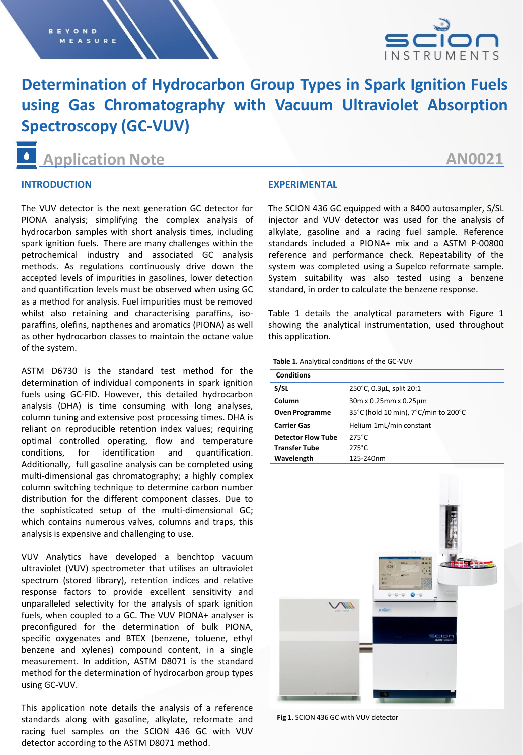# Determination of Hydrocarbon Group Types in Spark Ignition Fuels using Gas Chromatography with Vacuum Ultraviolet Absorption Spectroscopy (GC-VUV)

## Application Note — AN0021

## INTRODUCTION

The VUV detector is the next generation GC detector for PIONA analysis; simplifying the complex analysis of hydrocarbon samples with short analysis times, including spark ignition fuels. There are many challenges within the petrochemical industry and associated GC analysis methods. As regulations continuously drive down the accepted levels of impurities in gasolines, lower detection and quantification levels must be observed when using GC as a method for analysis. Fuel impurities must be removed whilst also retaining and characterising paraffins, iso-paraffins, olefins, napthenes and aromatics (PIONA) as well as other hydrocarbon classes to maintain the octane value of the system.

ASTM D6730 is the standard test method for the determination of individual components in spark ignition fuels using GC-FID. However, this detailed hydrocarbon analysis (DHA) is time consuming with long analyses, column tuning and extensive post processing times. DHA is reliant on reproducible retention index values; requiring optimal controlled operating, flow and temperature conditions, for identification and quantification. Additionally, full gasoline analysis can be completed using multi-dimensional gas chromatography; a highly complex column switching technique to determine carbon number distribution for the different component classes. Due to the sophisticated setup of the multi-dimensional GC; which contains numerous valves, columns and traps, this analysis is expensive and challenging to use.

VUV Analytics have developed a benchtop vacuum ultraviolet (VUV) spectrometer that utilises an ultraviolet spectrum (stored library), retention indices and relative response factors to provide excellent sensitivity and unparalleled selectivity for the analysis of spark ignition fuels, when coupled to a GC. The VUV PIONA+ analyser is preconfigured for the determination of bulk PIONA, specific oxygenates and BTEX (benzene, toluene, ethyl benzene and xylenes) compound content, in a single measurement. In addition, ASTM D8071 is the standard method for the determination of hydrocarbon group types using GC-VUV.

This application note details the analysis of a reference standards along with gasoline, alkylate, reformate and racing fuel samples on the SCION 436 GC with VUV detector according to the ASTM D8071 method.

## EXPERIMENTAL

The SCION 436 GC equipped with a 8400 autosampler, S/SL injector and VUV detector was used for the analysis of alkylate, gasoline and a racing fuel sample. Reference standards included a PIONA+ mix and a ASTM P-00800 reference and performance check. Repeatability of the system was completed using a Supelco reformate sample. System suitability was also tested using a benzene standard, in order to calculate the benzene response.

Table 1 details the analytical parameters with Figure 1 showing the analytical instrumentation, used throughout this application.

**Table 1.** Analytical conditions of the GC-VUV

| Conditions | |
|---|---|
| **S/SL** | 250°C, 0.3µL, split 20:1 |
| **Column** | 30m x 0.25mm x 0.25µm |
| **Oven Programme** | 35°C (hold 10 min), 7°C/min to 200°C |
| **Carrier Gas** | Helium 1mL/min constant |
| **Detector Flow Tube** | 275°C |
| **Transfer Tube** | 275°C |
| **Wavelength** | 125-240nm |

**Fig 1**. SCION 436 GC with VUV detector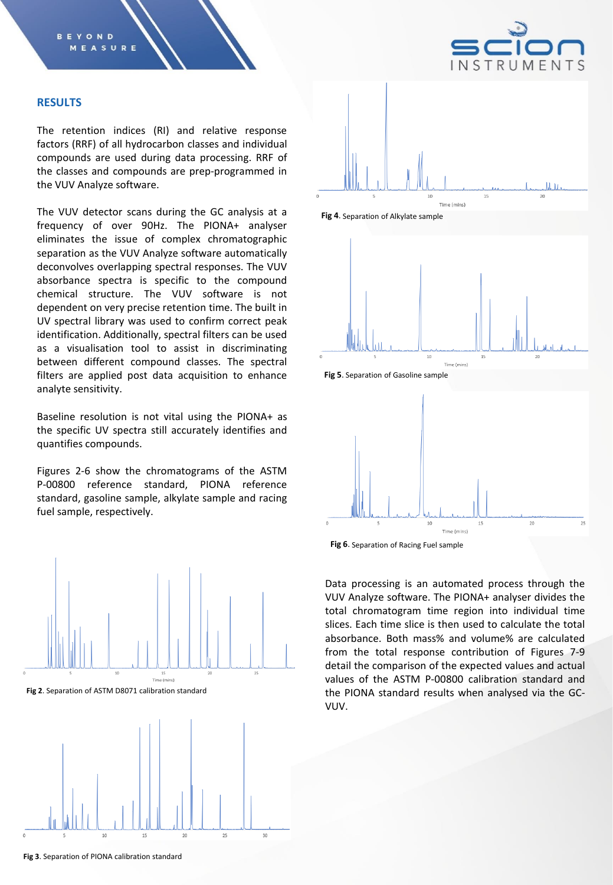## RESULTS

The retention indices (RI) and relative response factors (RRF) of all hydrocarbon classes and individual compounds are used during data processing. RRF of the classes and compounds are prep-programmed in the VUV Analyze software.

The VUV detector scans during the GC analysis at a frequency of over 90Hz. The PIONA+ analyser eliminates the issue of complex chromatographic separation as the VUV Analyze software automatically deconvolves overlapping spectral responses. The VUV absorbance spectra is specific to the compound chemical structure. The VUV software is not dependent on very precise retention time. The built in UV spectral library was used to confirm correct peak identification. Additionally, spectral filters can be used as a visualisation tool to assist in discriminating between different compound classes. The spectral filters are applied post data acquisition to enhance analyte sensitivity.

Baseline resolution is not vital using the PIONA+ as the specific UV spectra still accurately identifies and quantifies compounds.

Figures 2-6 show the chromatograms of the ASTM P-00800 reference standard, PIONA reference standard, gasoline sample, alkylate sample and racing fuel sample, respectively.

**Fig 2**. Separation of ASTM D8071 calibration standard

**Fig 3**. Separation of PIONA calibration standard

**Fig 4**. Separation of Alkylate sample

**Fig 5**. Separation of Gasoline sample

**Fig 6**. Separation of Racing Fuel sample

Data processing is an automated process through the VUV Analyze software. The PIONA+ analyser divides the total chromatogram time region into individual time slices. Each time slice is then used to calculate the total absorbance. Both mass% and volume% are calculated from the total response contribution of Figures 7-9 detail the comparison of the expected values and actual values of the ASTM P-00800 calibration standard and the PIONA standard results when analysed via the GC-VUV.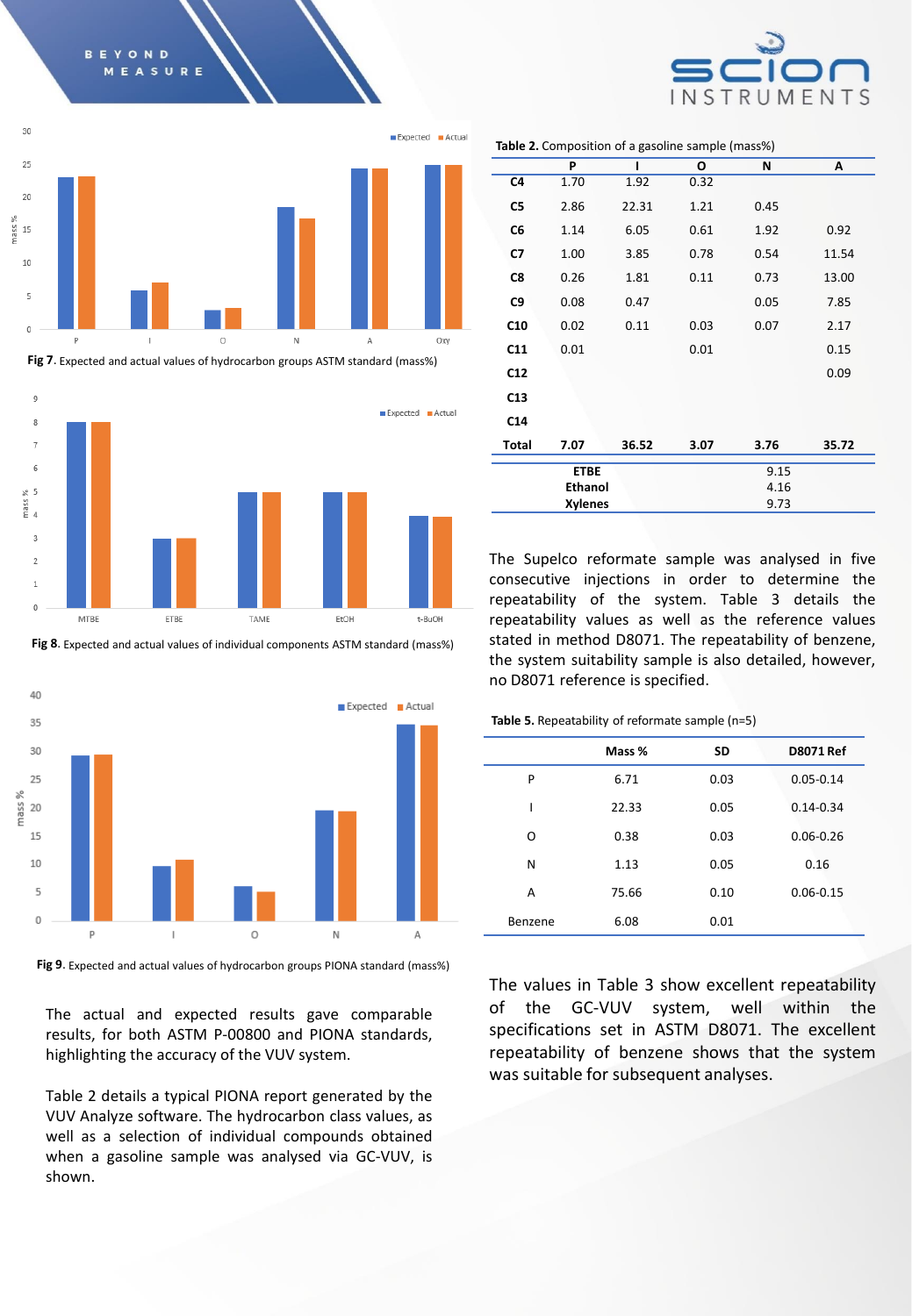Fig 7. Expected and actual values of hydrocarbon groups ASTM standard (mass%)

Fig 8. Expected and actual values of individual components ASTM standard (mass%)

Fig 9. Expected and actual values of hydrocarbon groups PIONA standard (mass%)

The actual and expected results gave comparable results, for both ASTM P-00800 and PIONA standards, highlighting the accuracy of the VUV system.

Table 2 details a typical PIONA report generated by the VUV Analyze software. The hydrocarbon class values, as well as a selection of individual compounds obtained when a gasoline sample was analysed via GC-VUV, is shown.

**Table 2.** Composition of a gasoline sample (mass%)

| | P | I | O | N | A |
|---|---|---|---|---|---|
| **C4** | 1.70 | 1.92 | 0.32 | | |
| **C5** | 2.86 | 22.31 | 1.21 | 0.45 | |
| **C6** | 1.14 | 6.05 | 0.61 | 1.92 | 0.92 |
| **C7** | 1.00 | 3.85 | 0.78 | 0.54 | 11.54 |
| **C8** | 0.26 | 1.81 | 0.11 | 0.73 | 13.00 |
| **C9** | 0.08 | 0.47 | | 0.05 | 7.85 |
| **C10** | 0.02 | 0.11 | 0.03 | 0.07 | 2.17 |
| **C11** | 0.01 | | 0.01 | | 0.15 |
| **C12** | | | | | 0.09 |
| **C13** | | | | | |
| **C14** | | | | | |
| **Total** | **7.07** | **36.52** | **3.07** | **3.76** | **35.72** |

| | |
|---|---|
| **ETBE** | 9.15 |
| **Ethanol** | 4.16 |
| **Xylenes** | 9.73 |

The Supelco reformate sample was analysed in five consecutive injections in order to determine the repeatability of the system. Table 3 details the repeatability values as well as the reference values stated in method D8071. The repeatability of benzene, the system suitability sample is also detailed, however, no D8071 reference is specified.

**Table 5.** Repeatability of reformate sample (n=5)

| | Mass % | SD | D8071 Ref |
|---|---|---|---|
| P | 6.71 | 0.03 | 0.05-0.14 |
| I | 22.33 | 0.05 | 0.14-0.34 |
| O | 0.38 | 0.03 | 0.06-0.26 |
| N | 1.13 | 0.05 | 0.16 |
| A | 75.66 | 0.10 | 0.06-0.15 |
| Benzene | 6.08 | 0.01 | |

The values in Table 3 show excellent repeatability of the GC-VUV system, well within the specifications set in ASTM D8071. The excellent repeatability of benzene shows that the system was suitable for subsequent analyses.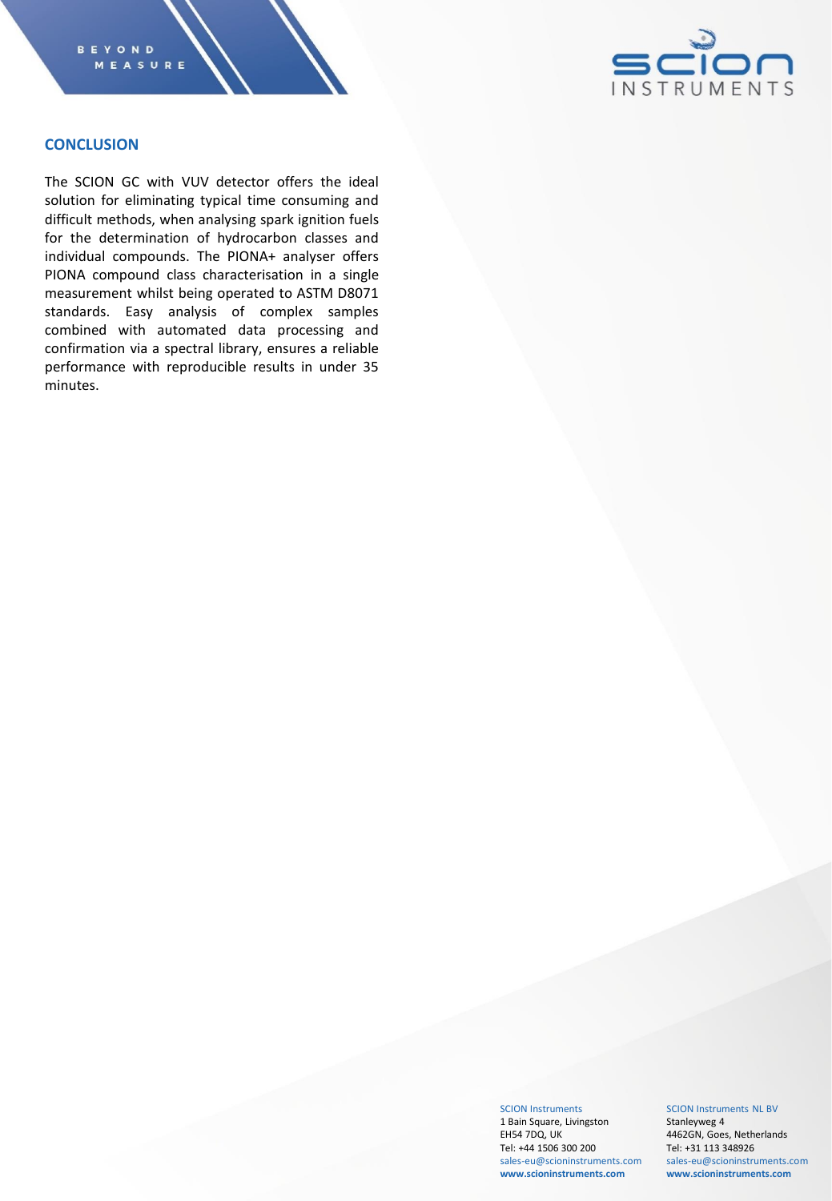## CONCLUSION

The SCION GC with VUV detector offers the ideal solution for eliminating typical time consuming and difficult methods, when analysing spark ignition fuels for the determination of hydrocarbon classes and individual compounds. The PIONA+ analyser offers PIONA compound class characterisation in a single measurement whilst being operated to ASTM D8071 standards. Easy analysis of complex samples combined with automated data processing and confirmation via a spectral library, ensures a reliable performance with reproducible results in under 35 minutes.

SCION Instruments
1 Bain Square, Livingston
EH54 7DQ, UK
Tel: +44 1506 300 200
sales-eu@scioninstruments.com
**www.scioninstruments.com**

SCION Instruments NL BV
Stanleyweg 4
4462GN, Goes, Netherlands
Tel: +31 113 348926
sales-eu@scioninstruments.com
**www.scioninstruments.com**